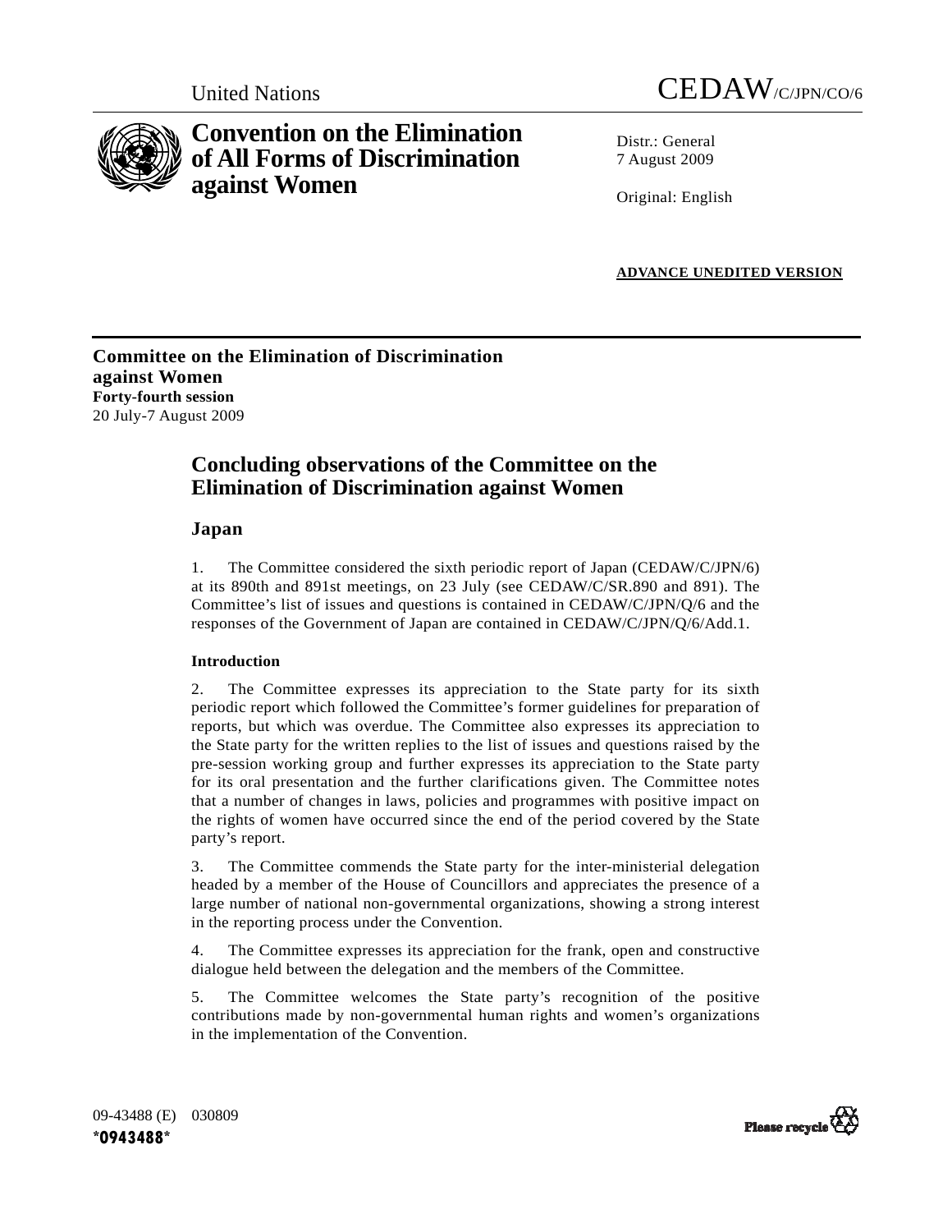United Nations

# CEDAW/C/JPN/CO/6

# Convention on the Elimination of All Forms of Discrimination against Women

Distr.: General
7 August 2009

Original: English

**ADVANCE UNEDITED VERSION**

**Committee on the Elimination of Discrimination against Women**
**Forty-fourth session**
20 July-7 August 2009

## Concluding observations of the Committee on the Elimination of Discrimination against Women

### Japan

1. The Committee considered the sixth periodic report of Japan (CEDAW/C/JPN/6) at its 890th and 891st meetings, on 23 July (see CEDAW/C/SR.890 and 891). The Committee's list of issues and questions is contained in CEDAW/C/JPN/Q/6 and the responses of the Government of Japan are contained in CEDAW/C/JPN/Q/6/Add.1.

**Introduction**

2. The Committee expresses its appreciation to the State party for its sixth periodic report which followed the Committee's former guidelines for preparation of reports, but which was overdue. The Committee also expresses its appreciation to the State party for the written replies to the list of issues and questions raised by the pre-session working group and further expresses its appreciation to the State party for its oral presentation and the further clarifications given. The Committee notes that a number of changes in laws, policies and programmes with positive impact on the rights of women have occurred since the end of the period covered by the State party's report.

3. The Committee commends the State party for the inter-ministerial delegation headed by a member of the House of Councillors and appreciates the presence of a large number of national non-governmental organizations, showing a strong interest in the reporting process under the Convention.

4. The Committee expresses its appreciation for the frank, open and constructive dialogue held between the delegation and the members of the Committee.

5. The Committee welcomes the State party's recognition of the positive contributions made by non-governmental human rights and women's organizations in the implementation of the Convention.

09-43488 (E) 030809
*0943488*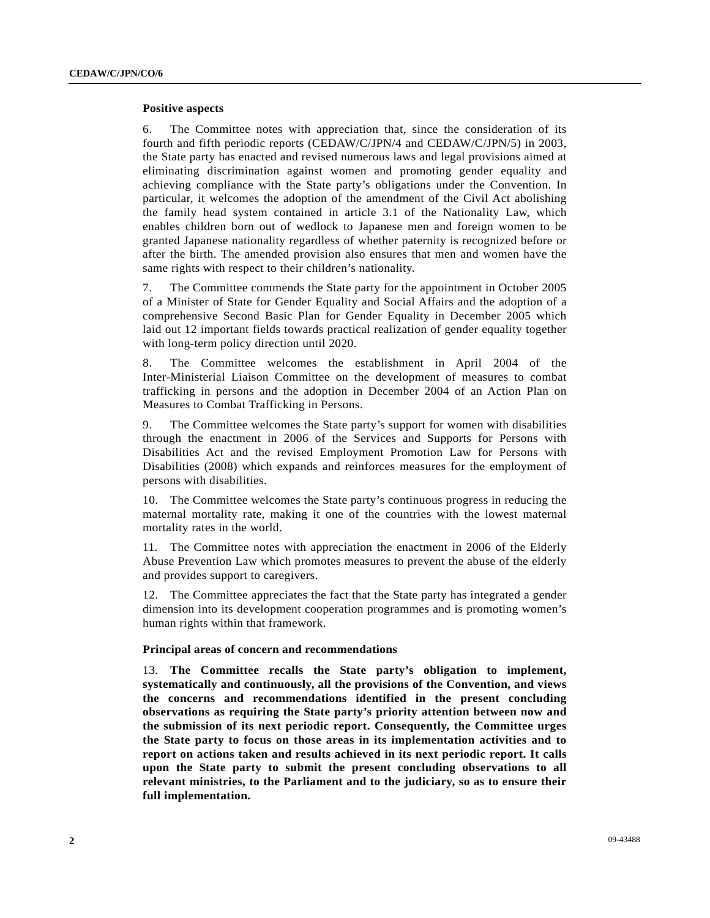**Positive aspects**

6. The Committee notes with appreciation that, since the consideration of its fourth and fifth periodic reports (CEDAW/C/JPN/4 and CEDAW/C/JPN/5) in 2003, the State party has enacted and revised numerous laws and legal provisions aimed at eliminating discrimination against women and promoting gender equality and achieving compliance with the State party's obligations under the Convention. In particular, it welcomes the adoption of the amendment of the Civil Act abolishing the family head system contained in article 3.1 of the Nationality Law, which enables children born out of wedlock to Japanese men and foreign women to be granted Japanese nationality regardless of whether paternity is recognized before or after the birth. The amended provision also ensures that men and women have the same rights with respect to their children's nationality.

7. The Committee commends the State party for the appointment in October 2005 of a Minister of State for Gender Equality and Social Affairs and the adoption of a comprehensive Second Basic Plan for Gender Equality in December 2005 which laid out 12 important fields towards practical realization of gender equality together with long-term policy direction until 2020.

8. The Committee welcomes the establishment in April 2004 of the Inter-Ministerial Liaison Committee on the development of measures to combat trafficking in persons and the adoption in December 2004 of an Action Plan on Measures to Combat Trafficking in Persons.

9. The Committee welcomes the State party's support for women with disabilities through the enactment in 2006 of the Services and Supports for Persons with Disabilities Act and the revised Employment Promotion Law for Persons with Disabilities (2008) which expands and reinforces measures for the employment of persons with disabilities.

10. The Committee welcomes the State party's continuous progress in reducing the maternal mortality rate, making it one of the countries with the lowest maternal mortality rates in the world.

11. The Committee notes with appreciation the enactment in 2006 of the Elderly Abuse Prevention Law which promotes measures to prevent the abuse of the elderly and provides support to caregivers.

12. The Committee appreciates the fact that the State party has integrated a gender dimension into its development cooperation programmes and is promoting women's human rights within that framework.

**Principal areas of concern and recommendations**

13. **The Committee recalls the State party's obligation to implement, systematically and continuously, all the provisions of the Convention, and views the concerns and recommendations identified in the present concluding observations as requiring the State party's priority attention between now and the submission of its next periodic report. Consequently, the Committee urges the State party to focus on those areas in its implementation activities and to report on actions taken and results achieved in its next periodic report. It calls upon the State party to submit the present concluding observations to all relevant ministries, to the Parliament and to the judiciary, so as to ensure their full implementation.**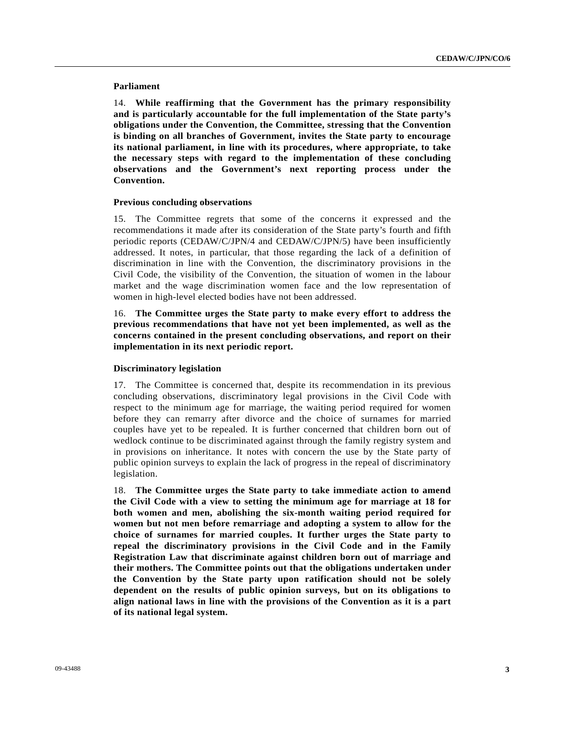**Parliament**

14. **While reaffirming that the Government has the primary responsibility and is particularly accountable for the full implementation of the State party's obligations under the Convention, the Committee, stressing that the Convention is binding on all branches of Government, invites the State party to encourage its national parliament, in line with its procedures, where appropriate, to take the necessary steps with regard to the implementation of these concluding observations and the Government's next reporting process under the Convention.**

**Previous concluding observations**

15. The Committee regrets that some of the concerns it expressed and the recommendations it made after its consideration of the State party's fourth and fifth periodic reports (CEDAW/C/JPN/4 and CEDAW/C/JPN/5) have been insufficiently addressed. It notes, in particular, that those regarding the lack of a definition of discrimination in line with the Convention, the discriminatory provisions in the Civil Code, the visibility of the Convention, the situation of women in the labour market and the wage discrimination women face and the low representation of women in high-level elected bodies have not been addressed.

16. **The Committee urges the State party to make every effort to address the previous recommendations that have not yet been implemented, as well as the concerns contained in the present concluding observations, and report on their implementation in its next periodic report.**

**Discriminatory legislation**

17. The Committee is concerned that, despite its recommendation in its previous concluding observations, discriminatory legal provisions in the Civil Code with respect to the minimum age for marriage, the waiting period required for women before they can remarry after divorce and the choice of surnames for married couples have yet to be repealed. It is further concerned that children born out of wedlock continue to be discriminated against through the family registry system and in provisions on inheritance. It notes with concern the use by the State party of public opinion surveys to explain the lack of progress in the repeal of discriminatory legislation.

18. **The Committee urges the State party to take immediate action to amend the Civil Code with a view to setting the minimum age for marriage at 18 for both women and men, abolishing the six-month waiting period required for women but not men before remarriage and adopting a system to allow for the choice of surnames for married couples. It further urges the State party to repeal the discriminatory provisions in the Civil Code and in the Family Registration Law that discriminate against children born out of marriage and their mothers. The Committee points out that the obligations undertaken under the Convention by the State party upon ratification should not be solely dependent on the results of public opinion surveys, but on its obligations to align national laws in line with the provisions of the Convention as it is a part of its national legal system.**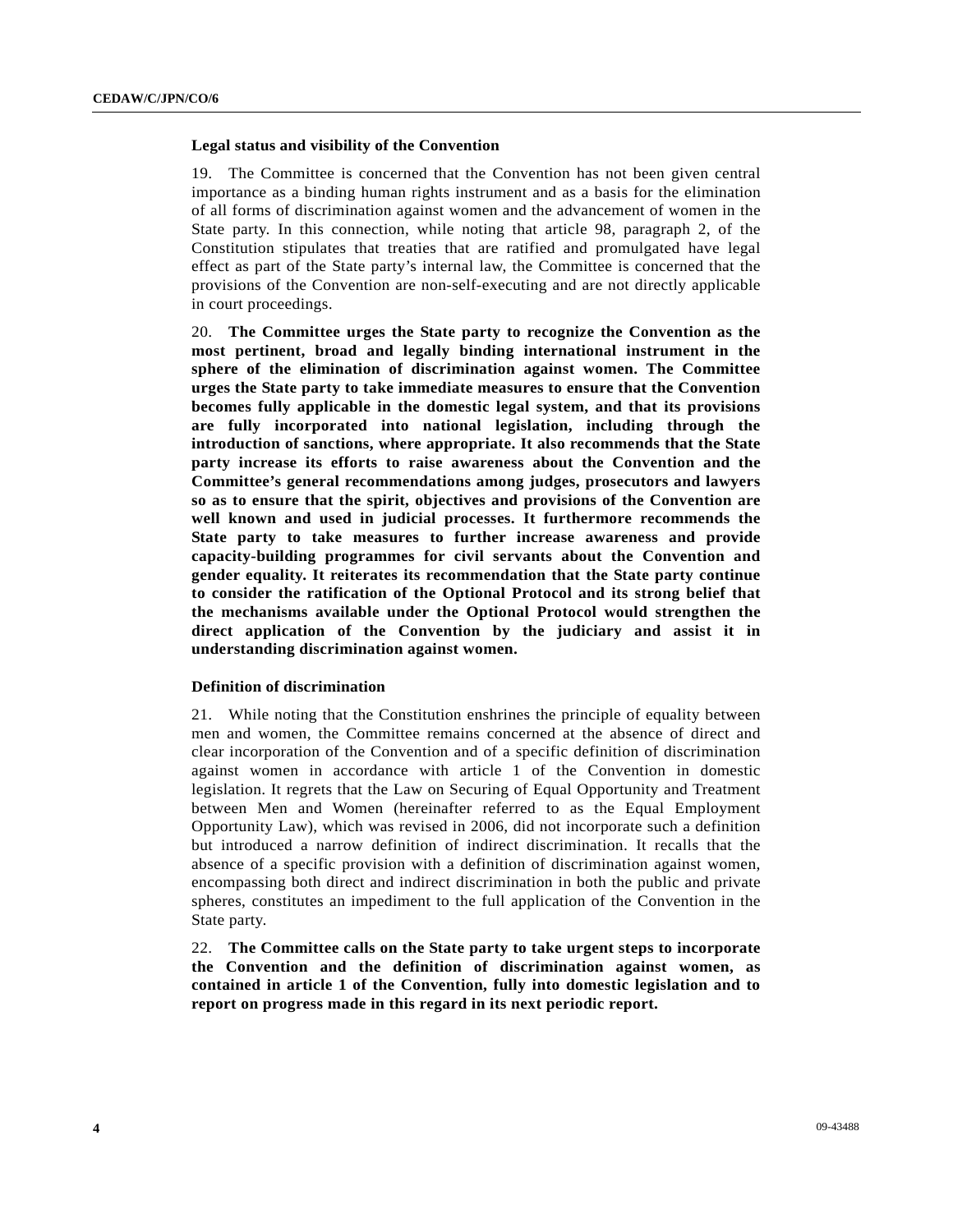### Legal status and visibility of the Convention

19. The Committee is concerned that the Convention has not been given central importance as a binding human rights instrument and as a basis for the elimination of all forms of discrimination against women and the advancement of women in the State party. In this connection, while noting that article 98, paragraph 2, of the Constitution stipulates that treaties that are ratified and promulgated have legal effect as part of the State party's internal law, the Committee is concerned that the provisions of the Convention are non-self-executing and are not directly applicable in court proceedings.

20. **The Committee urges the State party to recognize the Convention as the most pertinent, broad and legally binding international instrument in the sphere of the elimination of discrimination against women. The Committee urges the State party to take immediate measures to ensure that the Convention becomes fully applicable in the domestic legal system, and that its provisions are fully incorporated into national legislation, including through the introduction of sanctions, where appropriate. It also recommends that the State party increase its efforts to raise awareness about the Convention and the Committee's general recommendations among judges, prosecutors and lawyers so as to ensure that the spirit, objectives and provisions of the Convention are well known and used in judicial processes. It furthermore recommends the State party to take measures to further increase awareness and provide capacity-building programmes for civil servants about the Convention and gender equality. It reiterates its recommendation that the State party continue to consider the ratification of the Optional Protocol and its strong belief that the mechanisms available under the Optional Protocol would strengthen the direct application of the Convention by the judiciary and assist it in understanding discrimination against women.**

### Definition of discrimination

21. While noting that the Constitution enshrines the principle of equality between men and women, the Committee remains concerned at the absence of direct and clear incorporation of the Convention and of a specific definition of discrimination against women in accordance with article 1 of the Convention in domestic legislation. It regrets that the Law on Securing of Equal Opportunity and Treatment between Men and Women (hereinafter referred to as the Equal Employment Opportunity Law), which was revised in 2006, did not incorporate such a definition but introduced a narrow definition of indirect discrimination. It recalls that the absence of a specific provision with a definition of discrimination against women, encompassing both direct and indirect discrimination in both the public and private spheres, constitutes an impediment to the full application of the Convention in the State party.

22. **The Committee calls on the State party to take urgent steps to incorporate the Convention and the definition of discrimination against women, as contained in article 1 of the Convention, fully into domestic legislation and to report on progress made in this regard in its next periodic report.**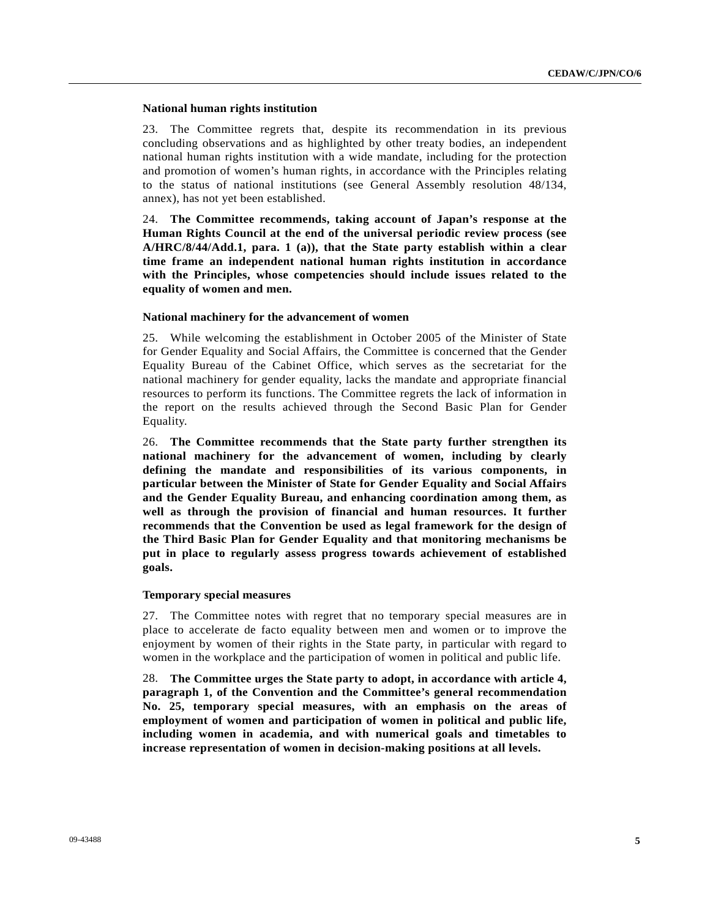### National human rights institution

23. The Committee regrets that, despite its recommendation in its previous concluding observations and as highlighted by other treaty bodies, an independent national human rights institution with a wide mandate, including for the protection and promotion of women's human rights, in accordance with the Principles relating to the status of national institutions (see General Assembly resolution 48/134, annex), has not yet been established.

24. **The Committee recommends, taking account of Japan's response at the Human Rights Council at the end of the universal periodic review process (see A/HRC/8/44/Add.1, para. 1 (a)), that the State party establish within a clear time frame an independent national human rights institution in accordance with the Principles, whose competencies should include issues related to the equality of women and men.**

### National machinery for the advancement of women

25. While welcoming the establishment in October 2005 of the Minister of State for Gender Equality and Social Affairs, the Committee is concerned that the Gender Equality Bureau of the Cabinet Office, which serves as the secretariat for the national machinery for gender equality, lacks the mandate and appropriate financial resources to perform its functions. The Committee regrets the lack of information in the report on the results achieved through the Second Basic Plan for Gender Equality.

26. **The Committee recommends that the State party further strengthen its national machinery for the advancement of women, including by clearly defining the mandate and responsibilities of its various components, in particular between the Minister of State for Gender Equality and Social Affairs and the Gender Equality Bureau, and enhancing coordination among them, as well as through the provision of financial and human resources. It further recommends that the Convention be used as legal framework for the design of the Third Basic Plan for Gender Equality and that monitoring mechanisms be put in place to regularly assess progress towards achievement of established goals.**

### Temporary special measures

27. The Committee notes with regret that no temporary special measures are in place to accelerate de facto equality between men and women or to improve the enjoyment by women of their rights in the State party, in particular with regard to women in the workplace and the participation of women in political and public life.

28. **The Committee urges the State party to adopt, in accordance with article 4, paragraph 1, of the Convention and the Committee's general recommendation No. 25, temporary special measures, with an emphasis on the areas of employment of women and participation of women in political and public life, including women in academia, and with numerical goals and timetables to increase representation of women in decision-making positions at all levels.**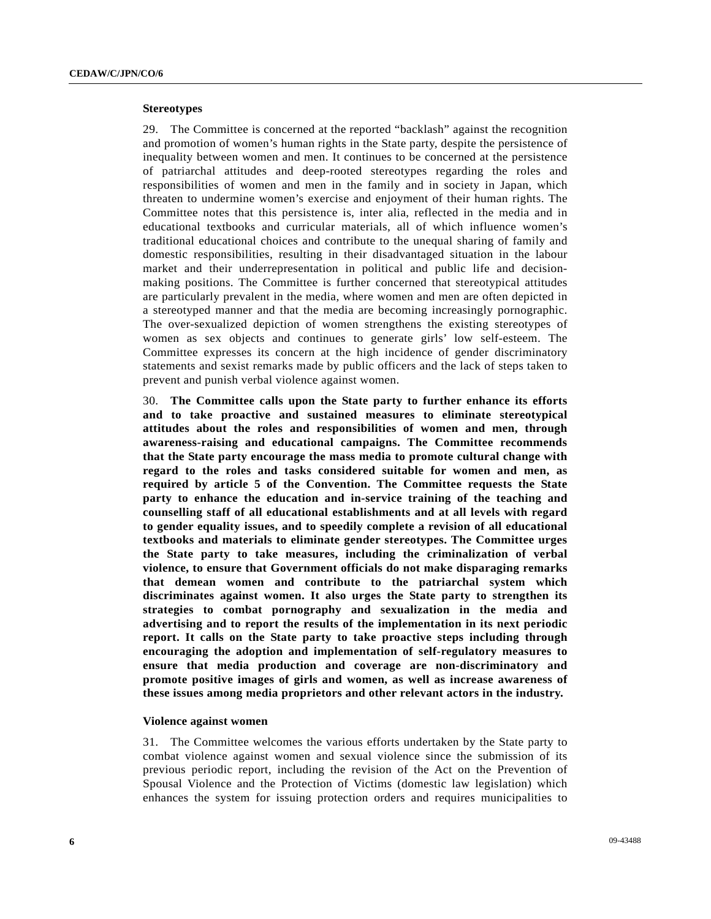**Stereotypes**

29. The Committee is concerned at the reported “backlash” against the recognition and promotion of women’s human rights in the State party, despite the persistence of inequality between women and men. It continues to be concerned at the persistence of patriarchal attitudes and deep-rooted stereotypes regarding the roles and responsibilities of women and men in the family and in society in Japan, which threaten to undermine women’s exercise and enjoyment of their human rights. The Committee notes that this persistence is, inter alia, reflected in the media and in educational textbooks and curricular materials, all of which influence women’s traditional educational choices and contribute to the unequal sharing of family and domestic responsibilities, resulting in their disadvantaged situation in the labour market and their underrepresentation in political and public life and decision-making positions. The Committee is further concerned that stereotypical attitudes are particularly prevalent in the media, where women and men are often depicted in a stereotyped manner and that the media are becoming increasingly pornographic. The over-sexualized depiction of women strengthens the existing stereotypes of women as sex objects and continues to generate girls’ low self-esteem. The Committee expresses its concern at the high incidence of gender discriminatory statements and sexist remarks made by public officers and the lack of steps taken to prevent and punish verbal violence against women.

30. **The Committee calls upon the State party to further enhance its efforts and to take proactive and sustained measures to eliminate stereotypical attitudes about the roles and responsibilities of women and men, through awareness-raising and educational campaigns. The Committee recommends that the State party encourage the mass media to promote cultural change with regard to the roles and tasks considered suitable for women and men, as required by article 5 of the Convention. The Committee requests the State party to enhance the education and in-service training of the teaching and counselling staff of all educational establishments and at all levels with regard to gender equality issues, and to speedily complete a revision of all educational textbooks and materials to eliminate gender stereotypes. The Committee urges the State party to take measures, including the criminalization of verbal violence, to ensure that Government officials do not make disparaging remarks that demean women and contribute to the patriarchal system which discriminates against women. It also urges the State party to strengthen its strategies to combat pornography and sexualization in the media and advertising and to report the results of the implementation in its next periodic report. It calls on the State party to take proactive steps including through encouraging the adoption and implementation of self-regulatory measures to ensure that media production and coverage are non-discriminatory and promote positive images of girls and women, as well as increase awareness of these issues among media proprietors and other relevant actors in the industry.**

**Violence against women**

31. The Committee welcomes the various efforts undertaken by the State party to combat violence against women and sexual violence since the submission of its previous periodic report, including the revision of the Act on the Prevention of Spousal Violence and the Protection of Victims (domestic law legislation) which enhances the system for issuing protection orders and requires municipalities to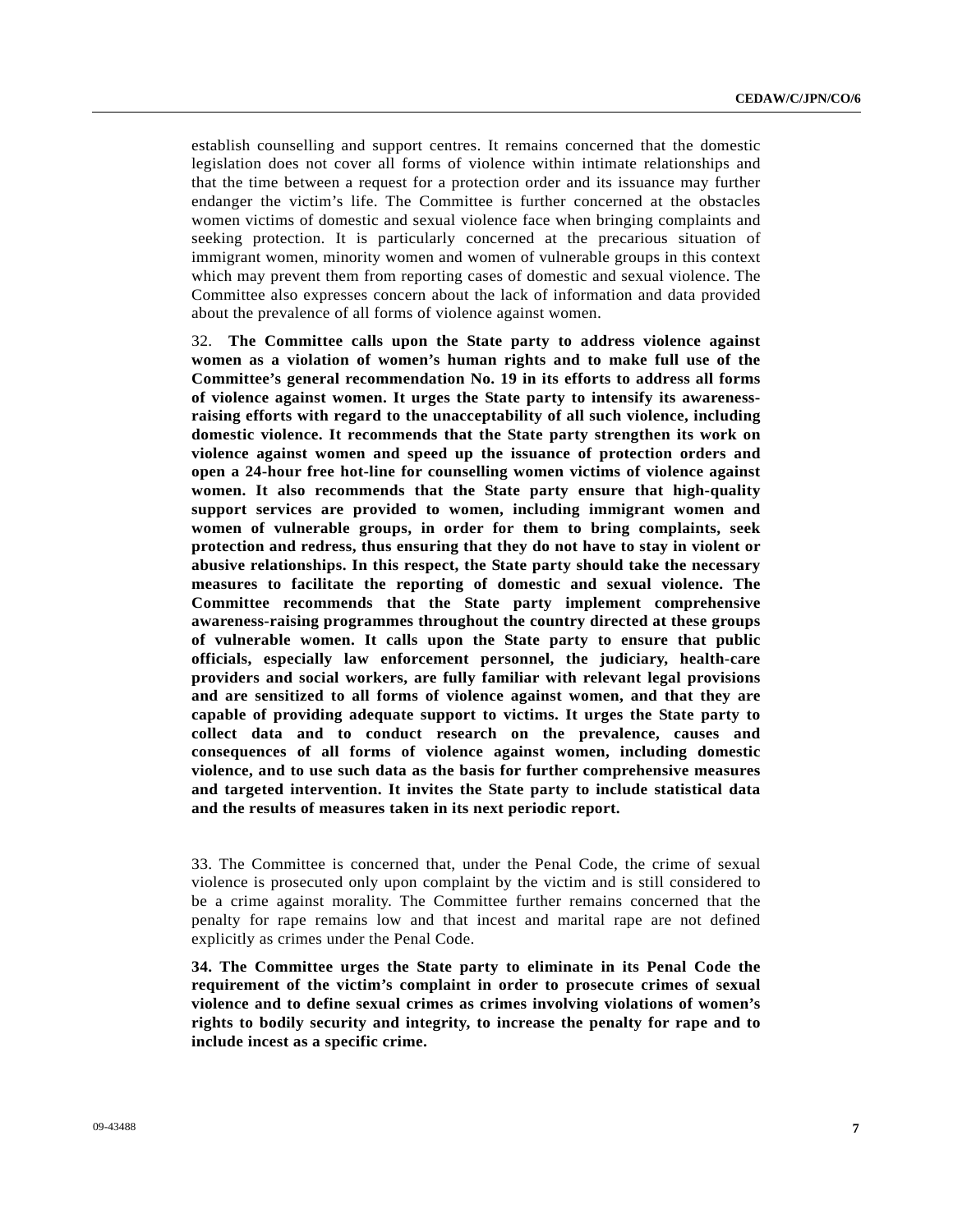establish counselling and support centres. It remains concerned that the domestic legislation does not cover all forms of violence within intimate relationships and that the time between a request for a protection order and its issuance may further endanger the victim's life. The Committee is further concerned at the obstacles women victims of domestic and sexual violence face when bringing complaints and seeking protection. It is particularly concerned at the precarious situation of immigrant women, minority women and women of vulnerable groups in this context which may prevent them from reporting cases of domestic and sexual violence. The Committee also expresses concern about the lack of information and data provided about the prevalence of all forms of violence against women.

32. **The Committee calls upon the State party to address violence against women as a violation of women's human rights and to make full use of the Committee's general recommendation No. 19 in its efforts to address all forms of violence against women. It urges the State party to intensify its awareness-raising efforts with regard to the unacceptability of all such violence, including domestic violence. It recommends that the State party strengthen its work on violence against women and speed up the issuance of protection orders and open a 24-hour free hot-line for counselling women victims of violence against women. It also recommends that the State party ensure that high-quality support services are provided to women, including immigrant women and women of vulnerable groups, in order for them to bring complaints, seek protection and redress, thus ensuring that they do not have to stay in violent or abusive relationships. In this respect, the State party should take the necessary measures to facilitate the reporting of domestic and sexual violence. The Committee recommends that the State party implement comprehensive awareness-raising programmes throughout the country directed at these groups of vulnerable women. It calls upon the State party to ensure that public officials, especially law enforcement personnel, the judiciary, health-care providers and social workers, are fully familiar with relevant legal provisions and are sensitized to all forms of violence against women, and that they are capable of providing adequate support to victims. It urges the State party to collect data and to conduct research on the prevalence, causes and consequences of all forms of violence against women, including domestic violence, and to use such data as the basis for further comprehensive measures and targeted intervention. It invites the State party to include statistical data and the results of measures taken in its next periodic report.**

33. The Committee is concerned that, under the Penal Code, the crime of sexual violence is prosecuted only upon complaint by the victim and is still considered to be a crime against morality. The Committee further remains concerned that the penalty for rape remains low and that incest and marital rape are not defined explicitly as crimes under the Penal Code.

**34. The Committee urges the State party to eliminate in its Penal Code the requirement of the victim's complaint in order to prosecute crimes of sexual violence and to define sexual crimes as crimes involving violations of women's rights to bodily security and integrity, to increase the penalty for rape and to include incest as a specific crime.**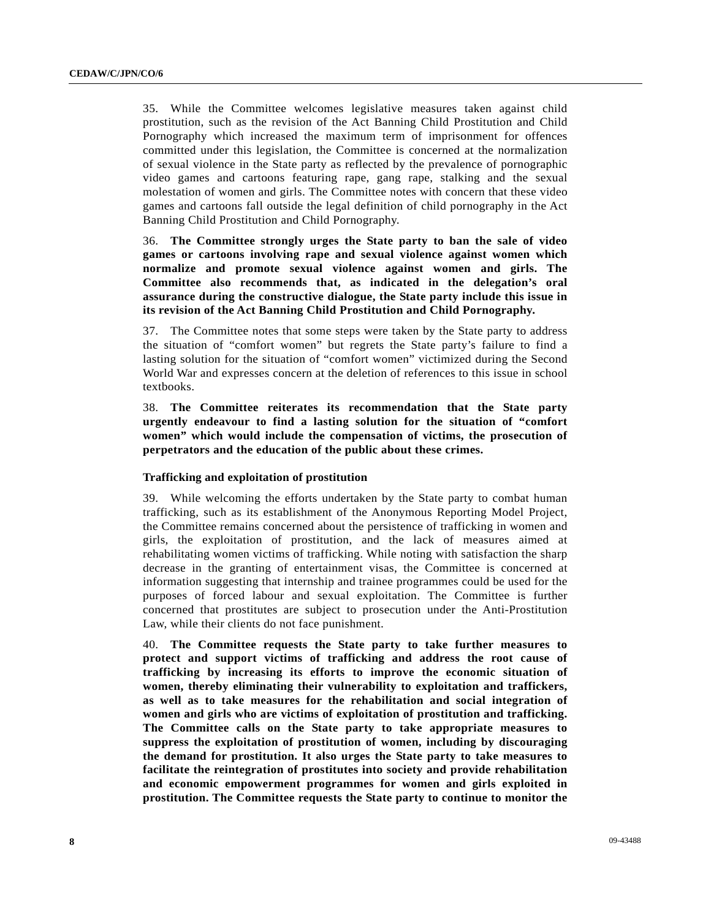35. While the Committee welcomes legislative measures taken against child prostitution, such as the revision of the Act Banning Child Prostitution and Child Pornography which increased the maximum term of imprisonment for offences committed under this legislation, the Committee is concerned at the normalization of sexual violence in the State party as reflected by the prevalence of pornographic video games and cartoons featuring rape, gang rape, stalking and the sexual molestation of women and girls. The Committee notes with concern that these video games and cartoons fall outside the legal definition of child pornography in the Act Banning Child Prostitution and Child Pornography.

36. **The Committee strongly urges the State party to ban the sale of video games or cartoons involving rape and sexual violence against women which normalize and promote sexual violence against women and girls. The Committee also recommends that, as indicated in the delegation's oral assurance during the constructive dialogue, the State party include this issue in its revision of the Act Banning Child Prostitution and Child Pornography.**

37. The Committee notes that some steps were taken by the State party to address the situation of "comfort women" but regrets the State party's failure to find a lasting solution for the situation of "comfort women" victimized during the Second World War and expresses concern at the deletion of references to this issue in school textbooks.

38. **The Committee reiterates its recommendation that the State party urgently endeavour to find a lasting solution for the situation of "comfort women" which would include the compensation of victims, the prosecution of perpetrators and the education of the public about these crimes.**

### Trafficking and exploitation of prostitution

39. While welcoming the efforts undertaken by the State party to combat human trafficking, such as its establishment of the Anonymous Reporting Model Project, the Committee remains concerned about the persistence of trafficking in women and girls, the exploitation of prostitution, and the lack of measures aimed at rehabilitating women victims of trafficking. While noting with satisfaction the sharp decrease in the granting of entertainment visas, the Committee is concerned at information suggesting that internship and trainee programmes could be used for the purposes of forced labour and sexual exploitation. The Committee is further concerned that prostitutes are subject to prosecution under the Anti-Prostitution Law, while their clients do not face punishment.

40. **The Committee requests the State party to take further measures to protect and support victims of trafficking and address the root cause of trafficking by increasing its efforts to improve the economic situation of women, thereby eliminating their vulnerability to exploitation and traffickers, as well as to take measures for the rehabilitation and social integration of women and girls who are victims of exploitation of prostitution and trafficking. The Committee calls on the State party to take appropriate measures to suppress the exploitation of prostitution of women, including by discouraging the demand for prostitution. It also urges the State party to take measures to facilitate the reintegration of prostitutes into society and provide rehabilitation and economic empowerment programmes for women and girls exploited in prostitution. The Committee requests the State party to continue to monitor the**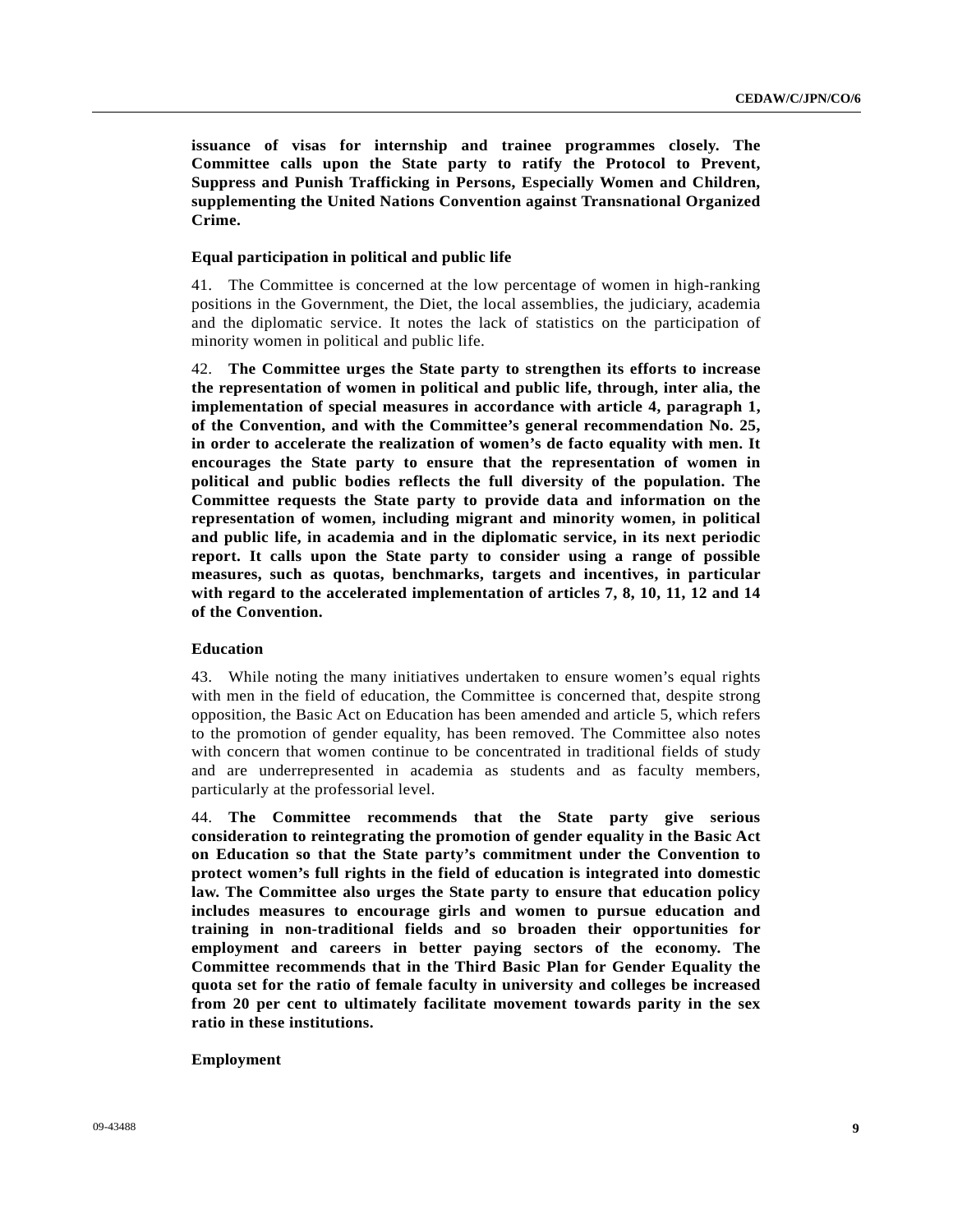**issuance of visas for internship and trainee programmes closely. The Committee calls upon the State party to ratify the Protocol to Prevent, Suppress and Punish Trafficking in Persons, Especially Women and Children, supplementing the United Nations Convention against Transnational Organized Crime.**

### Equal participation in political and public life

41. The Committee is concerned at the low percentage of women in high-ranking positions in the Government, the Diet, the local assemblies, the judiciary, academia and the diplomatic service. It notes the lack of statistics on the participation of minority women in political and public life.

42. **The Committee urges the State party to strengthen its efforts to increase the representation of women in political and public life, through, inter alia, the implementation of special measures in accordance with article 4, paragraph 1, of the Convention, and with the Committee's general recommendation No. 25, in order to accelerate the realization of women's de facto equality with men. It encourages the State party to ensure that the representation of women in political and public bodies reflects the full diversity of the population. The Committee requests the State party to provide data and information on the representation of women, including migrant and minority women, in political and public life, in academia and in the diplomatic service, in its next periodic report. It calls upon the State party to consider using a range of possible measures, such as quotas, benchmarks, targets and incentives, in particular with regard to the accelerated implementation of articles 7, 8, 10, 11, 12 and 14 of the Convention.**

### Education

43. While noting the many initiatives undertaken to ensure women's equal rights with men in the field of education, the Committee is concerned that, despite strong opposition, the Basic Act on Education has been amended and article 5, which refers to the promotion of gender equality, has been removed. The Committee also notes with concern that women continue to be concentrated in traditional fields of study and are underrepresented in academia as students and as faculty members, particularly at the professorial level.

44. **The Committee recommends that the State party give serious consideration to reintegrating the promotion of gender equality in the Basic Act on Education so that the State party's commitment under the Convention to protect women's full rights in the field of education is integrated into domestic law. The Committee also urges the State party to ensure that education policy includes measures to encourage girls and women to pursue education and training in non-traditional fields and so broaden their opportunities for employment and careers in better paying sectors of the economy. The Committee recommends that in the Third Basic Plan for Gender Equality the quota set for the ratio of female faculty in university and colleges be increased from 20 per cent to ultimately facilitate movement towards parity in the sex ratio in these institutions.**

### Employment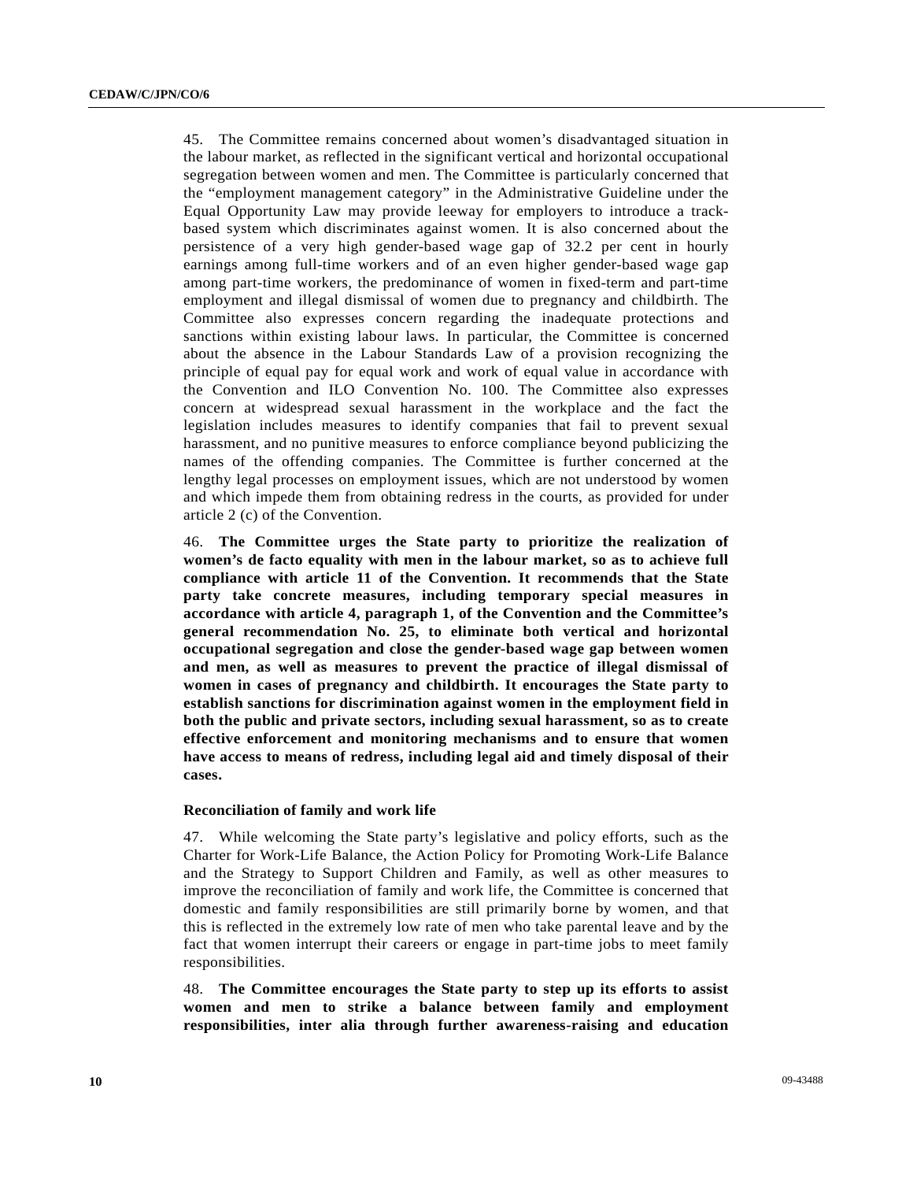45. The Committee remains concerned about women's disadvantaged situation in the labour market, as reflected in the significant vertical and horizontal occupational segregation between women and men. The Committee is particularly concerned that the "employment management category" in the Administrative Guideline under the Equal Opportunity Law may provide leeway for employers to introduce a track-based system which discriminates against women. It is also concerned about the persistence of a very high gender-based wage gap of 32.2 per cent in hourly earnings among full-time workers and of an even higher gender-based wage gap among part-time workers, the predominance of women in fixed-term and part-time employment and illegal dismissal of women due to pregnancy and childbirth. The Committee also expresses concern regarding the inadequate protections and sanctions within existing labour laws. In particular, the Committee is concerned about the absence in the Labour Standards Law of a provision recognizing the principle of equal pay for equal work and work of equal value in accordance with the Convention and ILO Convention No. 100. The Committee also expresses concern at widespread sexual harassment in the workplace and the fact the legislation includes measures to identify companies that fail to prevent sexual harassment, and no punitive measures to enforce compliance beyond publicizing the names of the offending companies. The Committee is further concerned at the lengthy legal processes on employment issues, which are not understood by women and which impede them from obtaining redress in the courts, as provided for under article 2 (c) of the Convention.

46. **The Committee urges the State party to prioritize the realization of women's de facto equality with men in the labour market, so as to achieve full compliance with article 11 of the Convention. It recommends that the State party take concrete measures, including temporary special measures in accordance with article 4, paragraph 1, of the Convention and the Committee's general recommendation No. 25, to eliminate both vertical and horizontal occupational segregation and close the gender-based wage gap between women and men, as well as measures to prevent the practice of illegal dismissal of women in cases of pregnancy and childbirth. It encourages the State party to establish sanctions for discrimination against women in the employment field in both the public and private sectors, including sexual harassment, so as to create effective enforcement and monitoring mechanisms and to ensure that women have access to means of redress, including legal aid and timely disposal of their cases.**

### Reconciliation of family and work life

47. While welcoming the State party's legislative and policy efforts, such as the Charter for Work-Life Balance, the Action Policy for Promoting Work-Life Balance and the Strategy to Support Children and Family, as well as other measures to improve the reconciliation of family and work life, the Committee is concerned that domestic and family responsibilities are still primarily borne by women, and that this is reflected in the extremely low rate of men who take parental leave and by the fact that women interrupt their careers or engage in part-time jobs to meet family responsibilities.

48. **The Committee encourages the State party to step up its efforts to assist women and men to strike a balance between family and employment responsibilities, inter alia through further awareness-raising and education**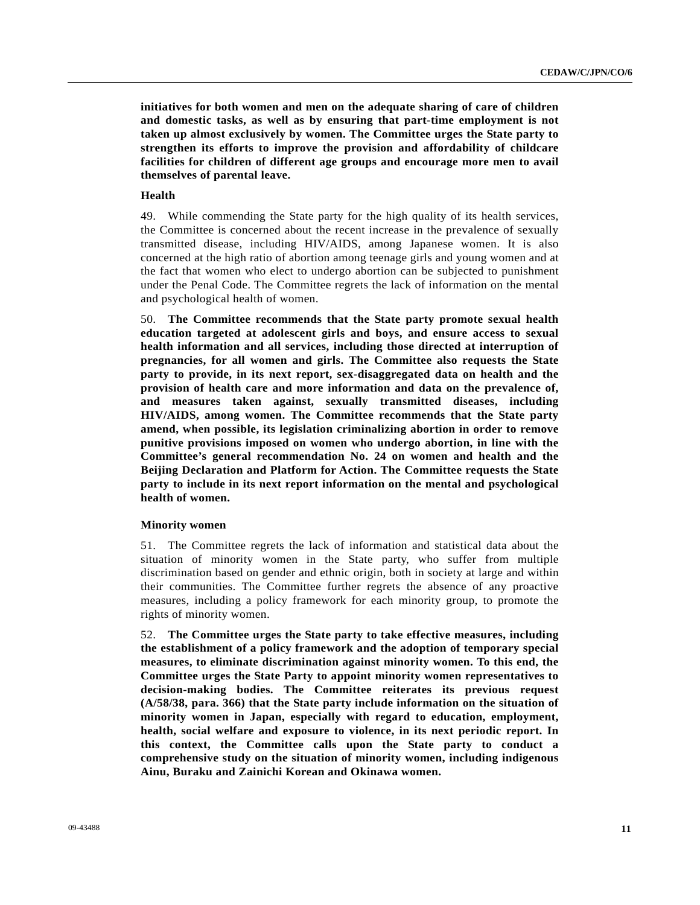**initiatives for both women and men on the adequate sharing of care of children and domestic tasks, as well as by ensuring that part-time employment is not taken up almost exclusively by women. The Committee urges the State party to strengthen its efforts to improve the provision and affordability of childcare facilities for children of different age groups and encourage more men to avail themselves of parental leave.**

**Health**

49. While commending the State party for the high quality of its health services, the Committee is concerned about the recent increase in the prevalence of sexually transmitted disease, including HIV/AIDS, among Japanese women. It is also concerned at the high ratio of abortion among teenage girls and young women and at the fact that women who elect to undergo abortion can be subjected to punishment under the Penal Code. The Committee regrets the lack of information on the mental and psychological health of women.

50. **The Committee recommends that the State party promote sexual health education targeted at adolescent girls and boys, and ensure access to sexual health information and all services, including those directed at interruption of pregnancies, for all women and girls. The Committee also requests the State party to provide, in its next report, sex-disaggregated data on health and the provision of health care and more information and data on the prevalence of, and measures taken against, sexually transmitted diseases, including HIV/AIDS, among women. The Committee recommends that the State party amend, when possible, its legislation criminalizing abortion in order to remove punitive provisions imposed on women who undergo abortion, in line with the Committee's general recommendation No. 24 on women and health and the Beijing Declaration and Platform for Action. The Committee requests the State party to include in its next report information on the mental and psychological health of women.**

**Minority women**

51. The Committee regrets the lack of information and statistical data about the situation of minority women in the State party, who suffer from multiple discrimination based on gender and ethnic origin, both in society at large and within their communities. The Committee further regrets the absence of any proactive measures, including a policy framework for each minority group, to promote the rights of minority women.

52. **The Committee urges the State party to take effective measures, including the establishment of a policy framework and the adoption of temporary special measures, to eliminate discrimination against minority women. To this end, the Committee urges the State Party to appoint minority women representatives to decision-making bodies. The Committee reiterates its previous request (A/58/38, para. 366) that the State party include information on the situation of minority women in Japan, especially with regard to education, employment, health, social welfare and exposure to violence, in its next periodic report. In this context, the Committee calls upon the State party to conduct a comprehensive study on the situation of minority women, including indigenous Ainu, Buraku and Zainichi Korean and Okinawa women.**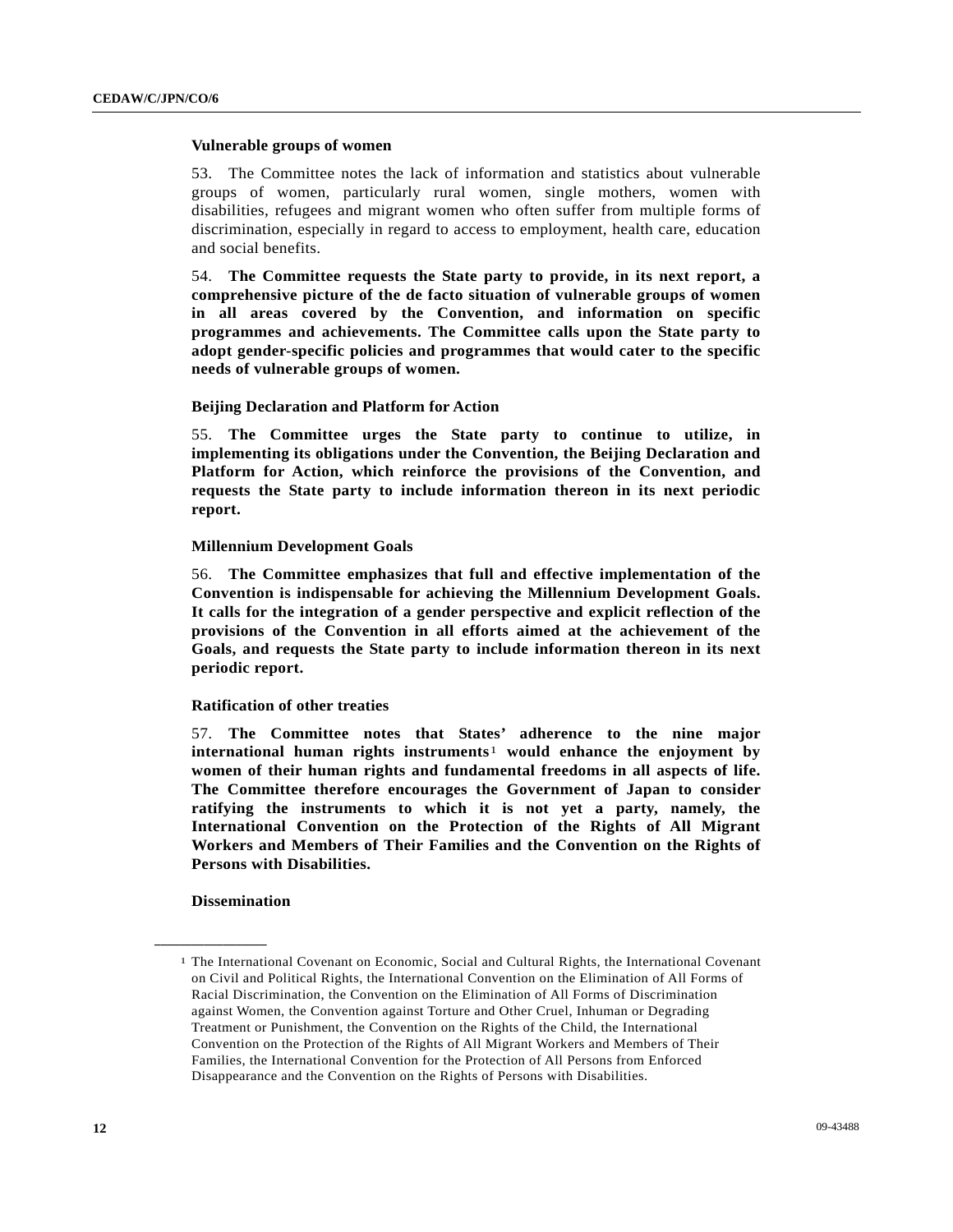### Vulnerable groups of women

53. The Committee notes the lack of information and statistics about vulnerable groups of women, particularly rural women, single mothers, women with disabilities, refugees and migrant women who often suffer from multiple forms of discrimination, especially in regard to access to employment, health care, education and social benefits.

54. **The Committee requests the State party to provide, in its next report, a comprehensive picture of the de facto situation of vulnerable groups of women in all areas covered by the Convention, and information on specific programmes and achievements. The Committee calls upon the State party to adopt gender-specific policies and programmes that would cater to the specific needs of vulnerable groups of women.**

### Beijing Declaration and Platform for Action

55. **The Committee urges the State party to continue to utilize, in implementing its obligations under the Convention, the Beijing Declaration and Platform for Action, which reinforce the provisions of the Convention, and requests the State party to include information thereon in its next periodic report.**

### Millennium Development Goals

56. **The Committee emphasizes that full and effective implementation of the Convention is indispensable for achieving the Millennium Development Goals. It calls for the integration of a gender perspective and explicit reflection of the provisions of the Convention in all efforts aimed at the achievement of the Goals, and requests the State party to include information thereon in its next periodic report.**

### Ratification of other treaties

57. **The Committee notes that States' adherence to the nine major international human rights instruments[1] would enhance the enjoyment by women of their human rights and fundamental freedoms in all aspects of life. The Committee therefore encourages the Government of Japan to consider ratifying the instruments to which it is not yet a party, namely, the International Convention on the Protection of the Rights of All Migrant Workers and Members of Their Families and the Convention on the Rights of Persons with Disabilities.**

### Dissemination

---

[1] The International Covenant on Economic, Social and Cultural Rights, the International Covenant on Civil and Political Rights, the International Convention on the Elimination of All Forms of Racial Discrimination, the Convention on the Elimination of All Forms of Discrimination against Women, the Convention against Torture and Other Cruel, Inhuman or Degrading Treatment or Punishment, the Convention on the Rights of the Child, the International Convention on the Protection of the Rights of All Migrant Workers and Members of Their Families, the International Convention for the Protection of All Persons from Enforced Disappearance and the Convention on the Rights of Persons with Disabilities.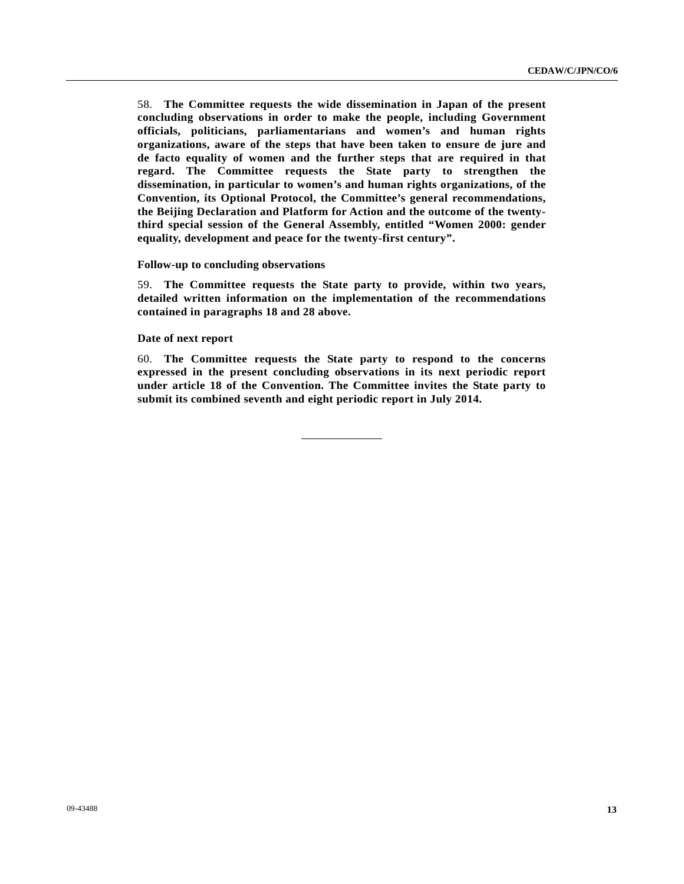58. **The Committee requests the wide dissemination in Japan of the present concluding observations in order to make the people, including Government officials, politicians, parliamentarians and women's and human rights organizations, aware of the steps that have been taken to ensure de jure and de facto equality of women and the further steps that are required in that regard. The Committee requests the State party to strengthen the dissemination, in particular to women's and human rights organizations, of the Convention, its Optional Protocol, the Committee's general recommendations, the Beijing Declaration and Platform for Action and the outcome of the twenty-third special session of the General Assembly, entitled "Women 2000: gender equality, development and peace for the twenty-first century".**

**Follow-up to concluding observations**

59. **The Committee requests the State party to provide, within two years, detailed written information on the implementation of the recommendations contained in paragraphs 18 and 28 above.**

**Date of next report**

60. **The Committee requests the State party to respond to the concerns expressed in the present concluding observations in its next periodic report under article 18 of the Convention. The Committee invites the State party to submit its combined seventh and eight periodic report in July 2014.**